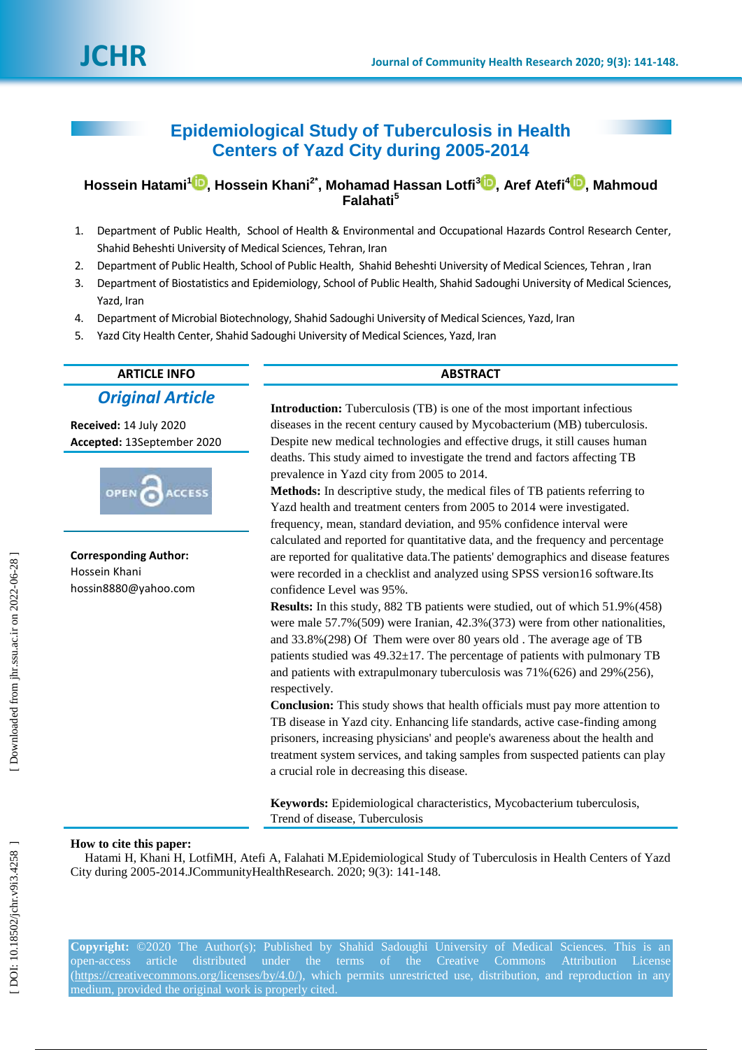# Epidemiological Study of Tuberculosis in Health Centers of Yazd City during 2005-2014

**Hossein Hatami[1], Hossein Khani[2*], Mohamad Hassan Lotfi[3], Aref Atefi[4], Mahmoud Falahati[5]**

1. Department of Public Health, School of Health & Environmental and Occupational Hazards Control Research Center, Shahid Beheshti University of Medical Sciences, Tehran, Iran
2. Department of Public Health, School of Public Health, Shahid Beheshti University of Medical Sciences, Tehran , Iran
3. Department of Biostatistics and Epidemiology, School of Public Health, Shahid Sadoughi University of Medical Sciences, Yazd, Iran
4. Department of Microbial Biotechnology, Shahid Sadoughi University of Medical Sciences, Yazd, Iran
5. Yazd City Health Center, Shahid Sadoughi University of Medical Sciences, Yazd, Iran

## ARTICLE INFO

***Original Article***

**Received:** 14 July 2020
**Accepted:** 13September 2020

**Corresponding Author:**
Hossein Khani
hossin8880@yahoo.com

## ABSTRACT

**Introduction:** Tuberculosis (TB) is one of the most important infectious diseases in the recent century caused by Mycobacterium (MB) tuberculosis. Despite new medical technologies and effective drugs, it still causes human deaths. This study aimed to investigate the trend and factors affecting TB prevalence in Yazd city from 2005 to 2014.

**Methods:** In descriptive study, the medical files of TB patients referring to Yazd health and treatment centers from 2005 to 2014 were investigated. frequency, mean, standard deviation, and 95% confidence interval were calculated and reported for quantitative data, and the frequency and percentage are reported for qualitative data.The patients' demographics and disease features were recorded in a checklist and analyzed using SPSS version16 software.Its confidence Level was 95%.

**Results:** In this study, 882 TB patients were studied, out of which 51.9%(458) were male 57.7%(509) were Iranian, 42.3%(373) were from other nationalities, and 33.8%(298) Of Them were over 80 years old . The average age of TB patients studied was 49.32±17. The percentage of patients with pulmonary TB and patients with extrapulmonary tuberculosis was 71%(626) and 29%(256), respectively.

**Conclusion:** This study shows that health officials must pay more attention to TB disease in Yazd city. Enhancing life standards, active case-finding among prisoners, increasing physicians' and people's awareness about the health and treatment system services, and taking samples from suspected patients can play a crucial role in decreasing this disease.

**Keywords:** Epidemiological characteristics, Mycobacterium tuberculosis, Trend of disease, Tuberculosis

**How to cite this paper:**
Hatami H, Khani H, LotfiMH, Atefi A, Falahati M.Epidemiological Study of Tuberculosis in Health Centers of Yazd City during 2005-2014.JCommunityHealthResearch. 2020; 9(3): 141-148.

**Copyright:** ©2020 The Author(s); Published by Shahid Sadoughi University of Medical Sciences. This is an open-access article distributed under the terms of the Creative Commons Attribution License (https://creativecommons.org/licenses/by/4.0/), which permits unrestricted use, distribution, and reproduction in any medium, provided the original work is properly cited.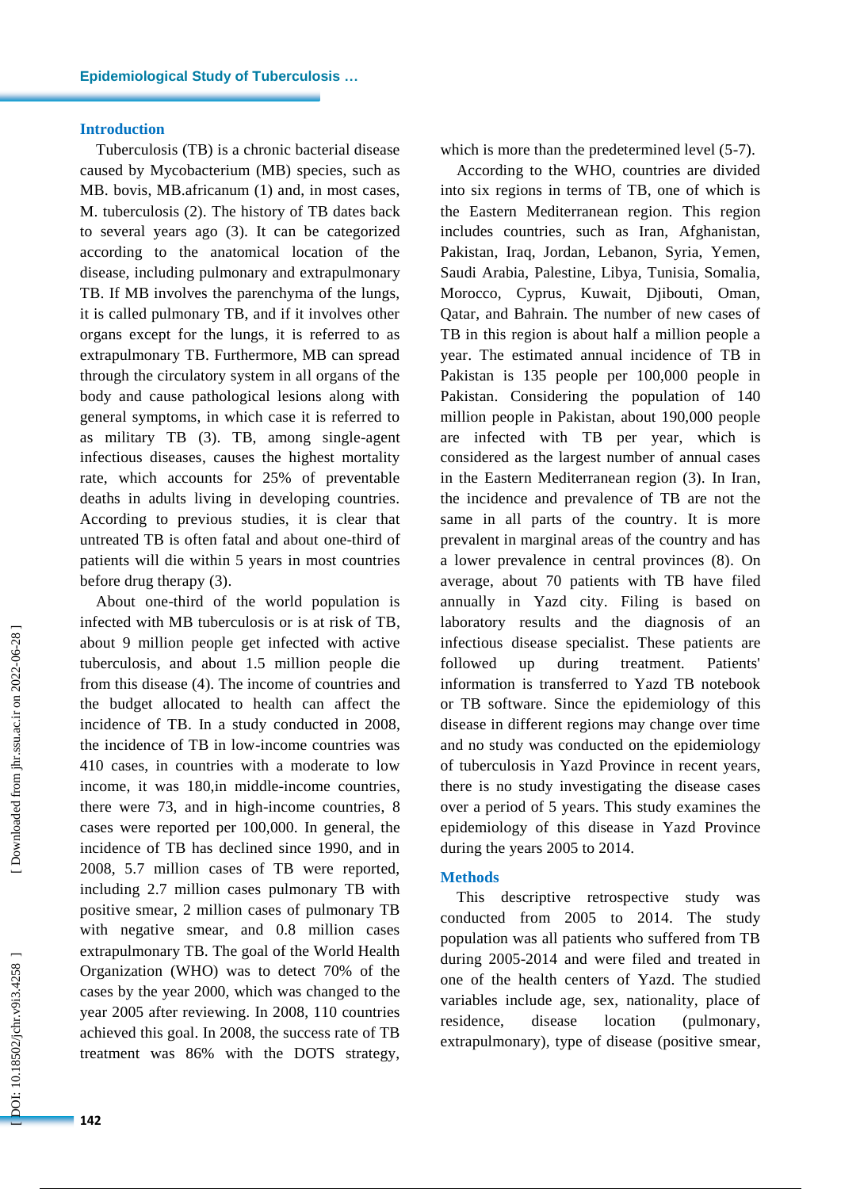## Introduction

Tuberculosis (TB) is a chronic bacterial disease caused by Mycobacterium (MB) species, such as MB. bovis, MB.africanum (1) and, in most cases, M. tuberculosis (2). The history of TB dates back to several years ago (3). It can be categorized according to the anatomical location of the disease, including pulmonary and extrapulmonary TB. If MB involves the parenchyma of the lungs, it is called pulmonary TB, and if it involves other organs except for the lungs, it is referred to as extrapulmonary TB. Furthermore, MB can spread through the circulatory system in all organs of the body and cause pathological lesions along with general symptoms, in which case it is referred to as military TB (3). TB, among single-agent infectious diseases, causes the highest mortality rate, which accounts for 25% of preventable deaths in adults living in developing countries. According to previous studies, it is clear that untreated TB is often fatal and about one-third of patients will die within 5 years in most countries before drug therapy (3).

About one-third of the world population is infected with MB tuberculosis or is at risk of TB, about 9 million people get infected with active tuberculosis, and about 1.5 million people die from this disease (4). The income of countries and the budget allocated to health can affect the incidence of TB. In a study conducted in 2008, the incidence of TB in low-income countries was 410 cases, in countries with a moderate to low income, it was 180,in middle-income countries, there were 73, and in high-income countries, 8 cases were reported per 100,000. In general, the incidence of TB has declined since 1990, and in 2008, 5.7 million cases of TB were reported, including 2.7 million cases pulmonary TB with positive smear, 2 million cases of pulmonary TB with negative smear, and 0.8 million cases extrapulmonary TB. The goal of the World Health Organization (WHO) was to detect 70% of the cases by the year 2000, which was changed to the year 2005 after reviewing. In 2008, 110 countries achieved this goal. In 2008, the success rate of TB treatment was 86% with the DOTS strategy, which is more than the predetermined level (5-7).

According to the WHO, countries are divided into six regions in terms of TB, one of which is the Eastern Mediterranean region. This region includes countries, such as Iran, Afghanistan, Pakistan, Iraq, Jordan, Lebanon, Syria, Yemen, Saudi Arabia, Palestine, Libya, Tunisia, Somalia, Morocco, Cyprus, Kuwait, Djibouti, Oman, Qatar, and Bahrain. The number of new cases of TB in this region is about half a million people a year. The estimated annual incidence of TB in Pakistan is 135 people per 100,000 people in Pakistan. Considering the population of 140 million people in Pakistan, about 190,000 people are infected with TB per year, which is considered as the largest number of annual cases in the Eastern Mediterranean region (3). In Iran, the incidence and prevalence of TB are not the same in all parts of the country. It is more prevalent in marginal areas of the country and has a lower prevalence in central provinces (8). On average, about 70 patients with TB have filed annually in Yazd city. Filing is based on laboratory results and the diagnosis of an infectious disease specialist. These patients are followed up during treatment. Patients' information is transferred to Yazd TB notebook or TB software. Since the epidemiology of this disease in different regions may change over time and no study was conducted on the epidemiology of tuberculosis in Yazd Province in recent years, there is no study investigating the disease cases over a period of 5 years. This study examines the epidemiology of this disease in Yazd Province during the years 2005 to 2014.

## Methods

This descriptive retrospective study was conducted from 2005 to 2014. The study population was all patients who suffered from TB during 2005-2014 and were filed and treated in one of the health centers of Yazd. The studied variables include age, sex, nationality, place of residence, disease location (pulmonary, extrapulmonary), type of disease (positive smear,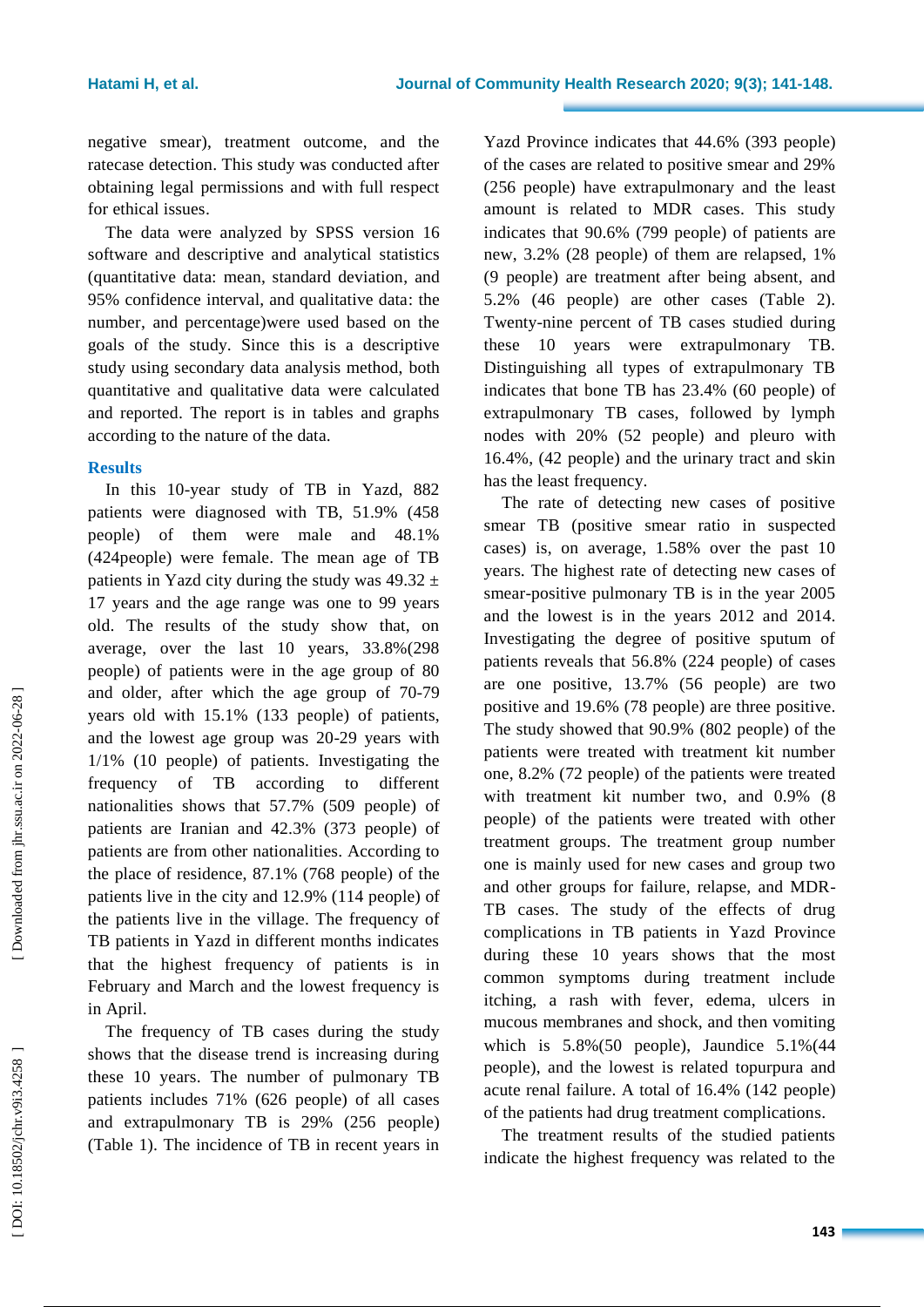negative smear), treatment outcome, and the ratecase detection. This study was conducted after obtaining legal permissions and with full respect for ethical issues.

The data were analyzed by SPSS version 16 software and descriptive and analytical statistics (quantitative data: mean, standard deviation, and 95% confidence interval, and qualitative data: the number, and percentage)were used based on the goals of the study. Since this is a descriptive study using secondary data analysis method, both quantitative and qualitative data were calculated and reported. The report is in tables and graphs according to the nature of the data.

## Results

In this 10-year study of TB in Yazd, 882 patients were diagnosed with TB, 51.9% (458 people) of them were male and 48.1% (424people) were female. The mean age of TB patients in Yazd city during the study was 49.32 ± 17 years and the age range was one to 99 years old. The results of the study show that, on average, over the last 10 years, 33.8%(298 people) of patients were in the age group of 80 and older, after which the age group of 70-79 years old with 15.1% (133 people) of patients, and the lowest age group was 20-29 years with 1/1% (10 people) of patients. Investigating the frequency of TB according to different nationalities shows that 57.7% (509 people) of patients are Iranian and 42.3% (373 people) of patients are from other nationalities. According to the place of residence, 87.1% (768 people) of the patients live in the city and 12.9% (114 people) of the patients live in the village. The frequency of TB patients in Yazd in different months indicates that the highest frequency of patients is in February and March and the lowest frequency is in April.

The frequency of TB cases during the study shows that the disease trend is increasing during these 10 years. The number of pulmonary TB patients includes 71% (626 people) of all cases and extrapulmonary TB is 29% (256 people) (Table 1). The incidence of TB in recent years in Yazd Province indicates that 44.6% (393 people) of the cases are related to positive smear and 29% (256 people) have extrapulmonary and the least amount is related to MDR cases. This study indicates that 90.6% (799 people) of patients are new, 3.2% (28 people) of them are relapsed, 1% (9 people) are treatment after being absent, and 5.2% (46 people) are other cases (Table 2). Twenty-nine percent of TB cases studied during these 10 years were extrapulmonary TB. Distinguishing all types of extrapulmonary TB indicates that bone TB has 23.4% (60 people) of extrapulmonary TB cases, followed by lymph nodes with 20% (52 people) and pleuro with 16.4%, (42 people) and the urinary tract and skin has the least frequency.

The rate of detecting new cases of positive smear TB (positive smear ratio in suspected cases) is, on average, 1.58% over the past 10 years. The highest rate of detecting new cases of smear-positive pulmonary TB is in the year 2005 and the lowest is in the years 2012 and 2014. Investigating the degree of positive sputum of patients reveals that 56.8% (224 people) of cases are one positive, 13.7% (56 people) are two positive and 19.6% (78 people) are three positive. The study showed that 90.9% (802 people) of the patients were treated with treatment kit number one, 8.2% (72 people) of the patients were treated with treatment kit number two, and 0.9% (8 people) of the patients were treated with other treatment groups. The treatment group number one is mainly used for new cases and group two and other groups for failure, relapse, and MDR-TB cases. The study of the effects of drug complications in TB patients in Yazd Province during these 10 years shows that the most common symptoms during treatment include itching, a rash with fever, edema, ulcers in mucous membranes and shock, and then vomiting which is 5.8%(50 people), Jaundice 5.1%(44 people), and the lowest is related topurpura and acute renal failure. A total of 16.4% (142 people) of the patients had drug treatment complications.

The treatment results of the studied patients indicate the highest frequency was related to the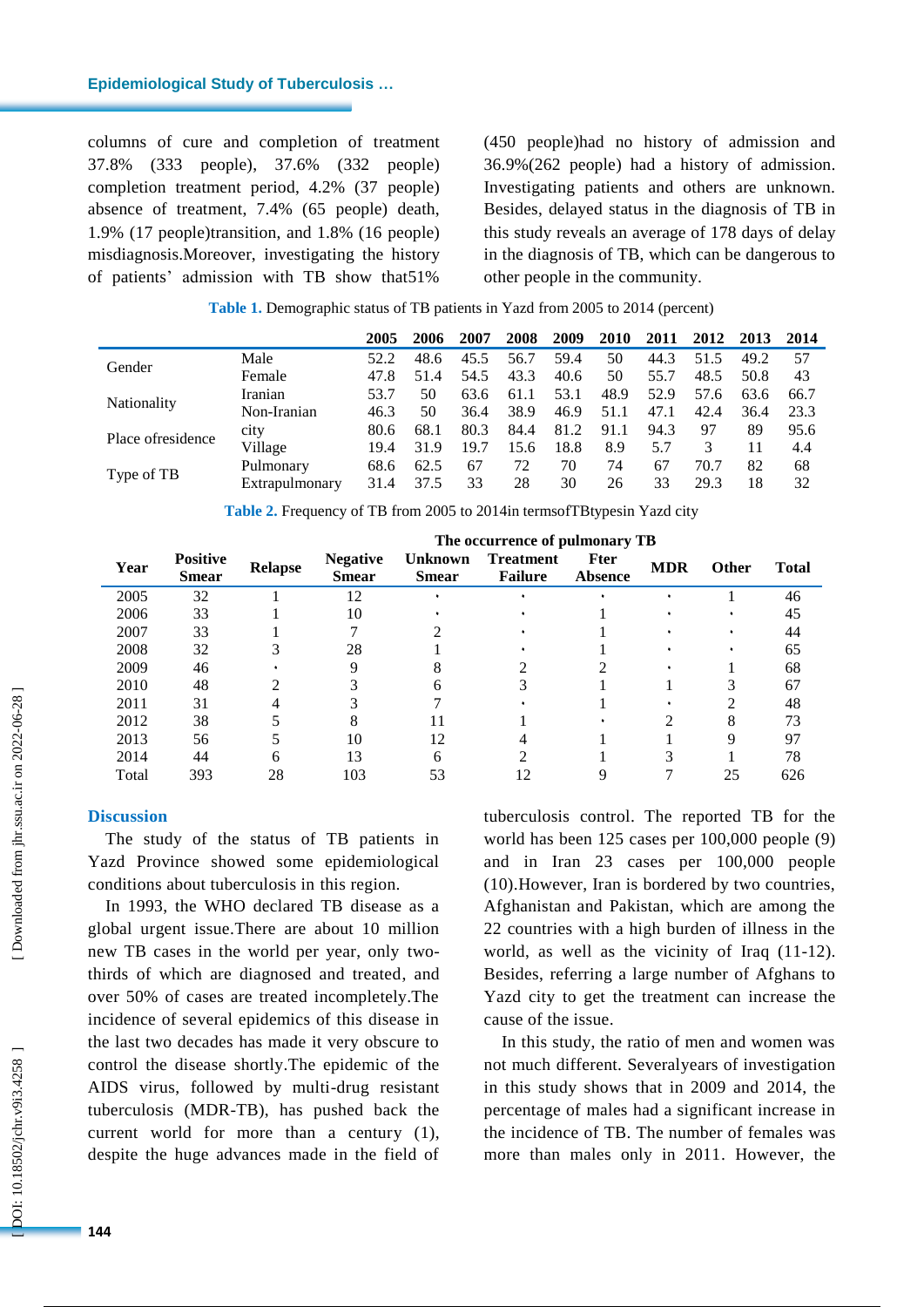columns of cure and completion of treatment 37.8% (333 people), 37.6% (332 people) completion treatment period, 4.2% (37 people) absence of treatment, 7.4% (65 people) death, 1.9% (17 people)transition, and 1.8% (16 people) misdiagnosis.Moreover, investigating the history of patients' admission with TB show that51% (450 people)had no history of admission and 36.9%(262 people) had a history of admission. Investigating patients and others are unknown. Besides, delayed status in the diagnosis of TB in this study reveals an average of 178 days of delay in the diagnosis of TB, which can be dangerous to other people in the community.

**Table 1.** Demographic status of TB patients in Yazd from 2005 to 2014 (percent)

| | | 2005 | 2006 | 2007 | 2008 | 2009 | 2010 | 2011 | 2012 | 2013 | 2014 |
|---|---|---|---|---|---|---|---|---|---|---|---|
| Gender | Male | 52.2 | 48.6 | 45.5 | 56.7 | 59.4 | 50 | 44.3 | 51.5 | 49.2 | 57 |
| | Female | 47.8 | 51.4 | 54.5 | 43.3 | 40.6 | 50 | 55.7 | 48.5 | 50.8 | 43 |
| Nationality | Iranian | 53.7 | 50 | 63.6 | 61.1 | 53.1 | 48.9 | 52.9 | 57.6 | 63.6 | 66.7 |
| | Non-Iranian | 46.3 | 50 | 36.4 | 38.9 | 46.9 | 51.1 | 47.1 | 42.4 | 36.4 | 23.3 |
| Place ofresidence | city | 80.6 | 68.1 | 80.3 | 84.4 | 81.2 | 91.1 | 94.3 | 97 | 89 | 95.6 |
| | Village | 19.4 | 31.9 | 19.7 | 15.6 | 18.8 | 8.9 | 5.7 | 3 | 11 | 4.4 |
| Type of TB | Pulmonary | 68.6 | 62.5 | 67 | 72 | 70 | 74 | 67 | 70.7 | 82 | 68 |
| | Extrapulmonary | 31.4 | 37.5 | 33 | 28 | 30 | 26 | 33 | 29.3 | 18 | 32 |

**Table 2.** Frequency of TB from 2005 to 2014in termsofTBtypesin Yazd city

| | The occurrence of pulmonary TB | | | | | | | | |
|---|---|---|---|---|---|---|---|---|---|
| Year | Positive Smear | Relapse | Negative Smear | Unknown Smear | Treatment Failure | Fter Absence | MDR | Other | Total |
| 2005 | 32 | 1 | 12 | • | • | • | • | 1 | 46 |
| 2006 | 33 | 1 | 10 | • | • | 1 | • | • | 45 |
| 2007 | 33 | 1 | 7 | 2 | • | 1 | • | • | 44 |
| 2008 | 32 | 3 | 28 | 1 | • | 1 | • | • | 65 |
| 2009 | 46 | • | 9 | 8 | 2 | 2 | • | 1 | 68 |
| 2010 | 48 | 2 | 3 | 6 | 3 | 1 | 1 | 3 | 67 |
| 2011 | 31 | 4 | 3 | 7 | • | 1 | • | 2 | 48 |
| 2012 | 38 | 5 | 8 | 11 | 1 | • | 2 | 8 | 73 |
| 2013 | 56 | 5 | 10 | 12 | 4 | 1 | 1 | 9 | 97 |
| 2014 | 44 | 6 | 13 | 6 | 2 | 1 | 3 | 1 | 78 |
| Total | 393 | 28 | 103 | 53 | 12 | 9 | 7 | 25 | 626 |

## Discussion

The study of the status of TB patients in Yazd Province showed some epidemiological conditions about tuberculosis in this region.

In 1993, the WHO declared TB disease as a global urgent issue.There are about 10 million new TB cases in the world per year, only two-thirds of which are diagnosed and treated, and over 50% of cases are treated incompletely.The incidence of several epidemics of this disease in the last two decades has made it very obscure to control the disease shortly.The epidemic of the AIDS virus, followed by multi-drug resistant tuberculosis (MDR-TB), has pushed back the current world for more than a century (1), despite the huge advances made in the field of tuberculosis control. The reported TB for the world has been 125 cases per 100,000 people (9) and in Iran 23 cases per 100,000 people (10).However, Iran is bordered by two countries, Afghanistan and Pakistan, which are among the 22 countries with a high burden of illness in the world, as well as the vicinity of Iraq (11-12). Besides, referring a large number of Afghans to Yazd city to get the treatment can increase the cause of the issue.

In this study, the ratio of men and women was not much different. Severalyears of investigation in this study shows that in 2009 and 2014, the percentage of males had a significant increase in the incidence of TB. The number of females was more than males only in 2011. However, the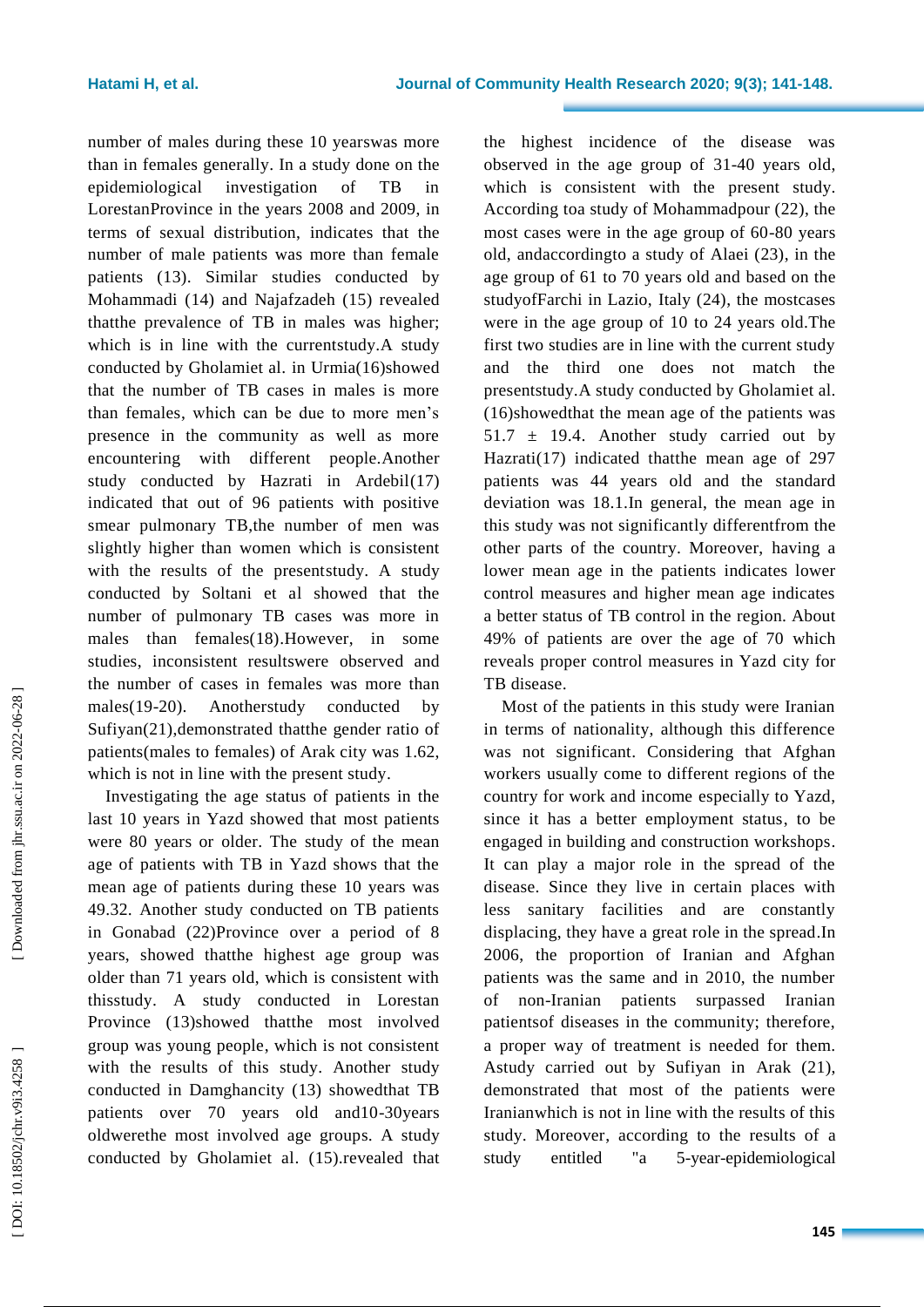number of males during these 10 yearswas more than in females generally. In a study done on the epidemiological investigation of TB in LorestanProvince in the years 2008 and 2009, in terms of sexual distribution, indicates that the number of male patients was more than female patients (13). Similar studies conducted by Mohammadi (14) and Najafzadeh (15) revealed thatthe prevalence of TB in males was higher; which is in line with the currentstudy.A study conducted by Gholamiet al. in Urmia(16)showed that the number of TB cases in males is more than females, which can be due to more men's presence in the community as well as more encountering with different people.Another study conducted by Hazrati in Ardebil(17) indicated that out of 96 patients with positive smear pulmonary TB,the number of men was slightly higher than women which is consistent with the results of the presentstudy. A study conducted by Soltani et al showed that the number of pulmonary TB cases was more in males than females(18).However, in some studies, inconsistent resultswere observed and the number of cases in females was more than males(19-20). Anotherstudy conducted by Sufiyan(21),demonstrated thatthe gender ratio of patients(males to females) of Arak city was 1.62, which is not in line with the present study.

Investigating the age status of patients in the last 10 years in Yazd showed that most patients were 80 years or older. The study of the mean age of patients with TB in Yazd shows that the mean age of patients during these 10 years was 49.32. Another study conducted on TB patients in Gonabad (22)Province over a period of 8 years, showed thatthe highest age group was older than 71 years old, which is consistent with thisstudy. A study conducted in Lorestan Province (13)showed thatthe most involved group was young people, which is not consistent with the results of this study. Another study conducted in Damghancity (13) showedthat TB patients over 70 years old and10-30years oldwerethe most involved age groups. A study conducted by Gholamiet al. (15).revealed that the highest incidence of the disease was observed in the age group of 31-40 years old, which is consistent with the present study. According toa study of Mohammadpour (22), the most cases were in the age group of 60-80 years old, andaccordingto a study of Alaei (23), in the age group of 61 to 70 years old and based on the studyofFarchi in Lazio, Italy (24), the mostcases were in the age group of 10 to 24 years old.The first two studies are in line with the current study and the third one does not match the presentstudy.A study conducted by Gholamiet al. (16)showedthat the mean age of the patients was 51.7 ± 19.4. Another study carried out by Hazrati(17) indicated thatthe mean age of 297 patients was 44 years old and the standard deviation was 18.1.In general, the mean age in this study was not significantly differentfrom the other parts of the country. Moreover, having a lower mean age in the patients indicates lower control measures and higher mean age indicates a better status of TB control in the region. About 49% of patients are over the age of 70 which reveals proper control measures in Yazd city for TB disease.

Most of the patients in this study were Iranian in terms of nationality, although this difference was not significant. Considering that Afghan workers usually come to different regions of the country for work and income especially to Yazd, since it has a better employment status, to be engaged in building and construction workshops. It can play a major role in the spread of the disease. Since they live in certain places with less sanitary facilities and are constantly displacing, they have a great role in the spread.In 2006, the proportion of Iranian and Afghan patients was the same and in 2010, the number of non-Iranian patients surpassed Iranian patientsof diseases in the community; therefore, a proper way of treatment is needed for them. Astudy carried out by Sufiyan in Arak (21), demonstrated that most of the patients were Iranianwhich is not in line with the results of this study. Moreover, according to the results of a study entitled "a 5-year-epidemiological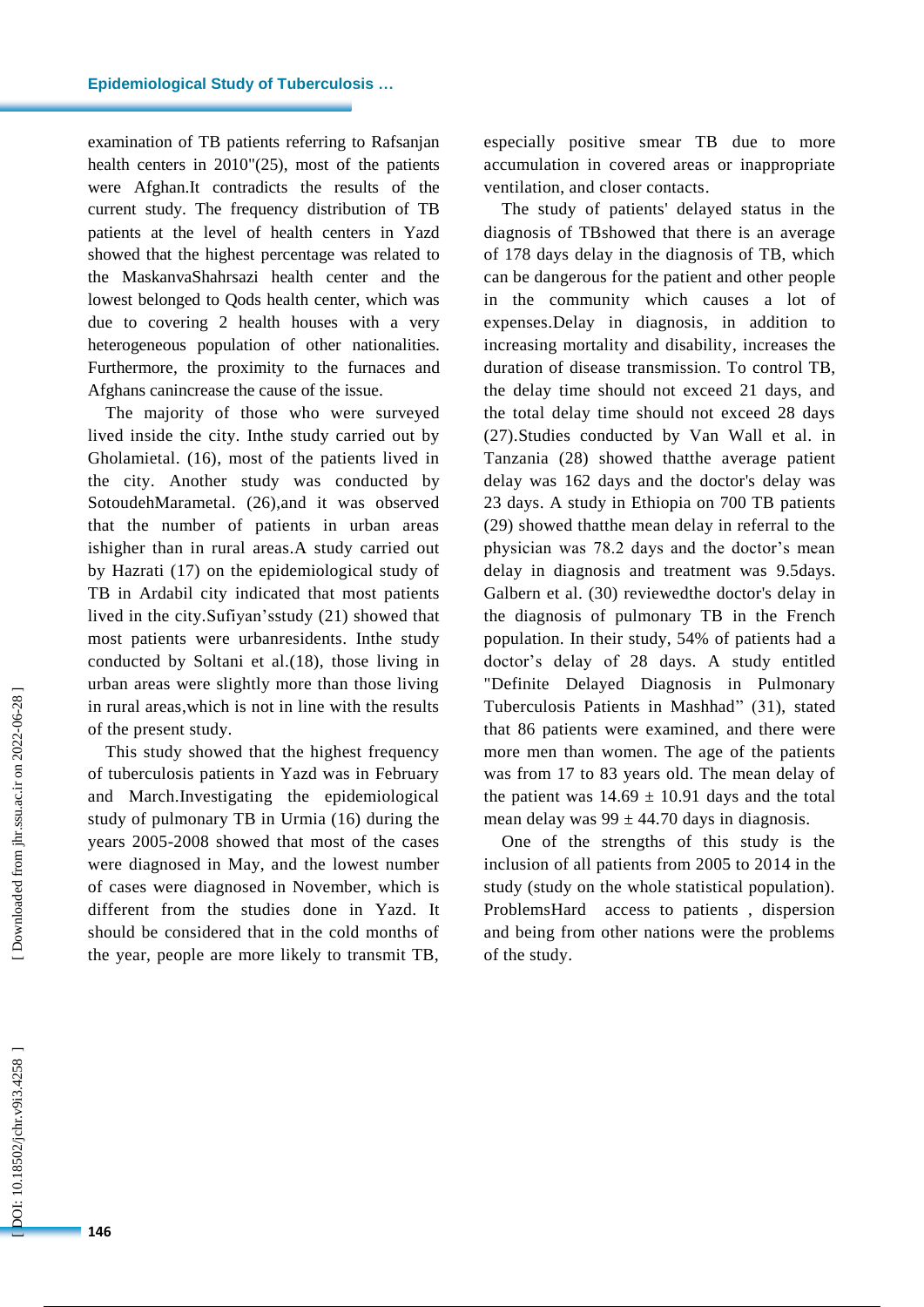examination of TB patients referring to Rafsanjan health centers in 2010"(25), most of the patients were Afghan.It contradicts the results of the current study. The frequency distribution of TB patients at the level of health centers in Yazd showed that the highest percentage was related to the MaskanvaShahrsazi health center and the lowest belonged to Qods health center, which was due to covering 2 health houses with a very heterogeneous population of other nationalities. Furthermore, the proximity to the furnaces and Afghans canincrease the cause of the issue.

The majority of those who were surveyed lived inside the city. Inthe study carried out by Gholamietal. (16), most of the patients lived in the city. Another study was conducted by SotoudehMarametal. (26),and it was observed that the number of patients in urban areas ishigher than in rural areas.A study carried out by Hazrati (17) on the epidemiological study of TB in Ardabil city indicated that most patients lived in the city.Sufiyan'sstudy (21) showed that most patients were urbanresidents. Inthe study conducted by Soltani et al.(18), those living in urban areas were slightly more than those living in rural areas,which is not in line with the results of the present study.

This study showed that the highest frequency of tuberculosis patients in Yazd was in February and March.Investigating the epidemiological study of pulmonary TB in Urmia (16) during the years 2005-2008 showed that most of the cases were diagnosed in May, and the lowest number of cases were diagnosed in November, which is different from the studies done in Yazd. It should be considered that in the cold months of the year, people are more likely to transmit TB, especially positive smear TB due to more accumulation in covered areas or inappropriate ventilation, and closer contacts.

The study of patients' delayed status in the diagnosis of TBshowed that there is an average of 178 days delay in the diagnosis of TB, which can be dangerous for the patient and other people in the community which causes a lot of expenses.Delay in diagnosis, in addition to increasing mortality and disability, increases the duration of disease transmission. To control TB, the delay time should not exceed 21 days, and the total delay time should not exceed 28 days (27).Studies conducted by Van Wall et al. in Tanzania (28) showed thatthe average patient delay was 162 days and the doctor's delay was 23 days. A study in Ethiopia on 700 TB patients (29) showed thatthe mean delay in referral to the physician was 78.2 days and the doctor's mean delay in diagnosis and treatment was 9.5days. Galbern et al. (30) reviewedthe doctor's delay in the diagnosis of pulmonary TB in the French population. In their study, 54% of patients had a doctor's delay of 28 days. A study entitled "Definite Delayed Diagnosis in Pulmonary Tuberculosis Patients in Mashhad" (31), stated that 86 patients were examined, and there were more men than women. The age of the patients was from 17 to 83 years old. The mean delay of the patient was $14.69 \pm 10.91$ days and the total mean delay was $99 \pm 44.70$ days in diagnosis.

One of the strengths of this study is the inclusion of all patients from 2005 to 2014 in the study (study on the whole statistical population). ProblemsHard access to patients , dispersion and being from other nations were the problems of the study.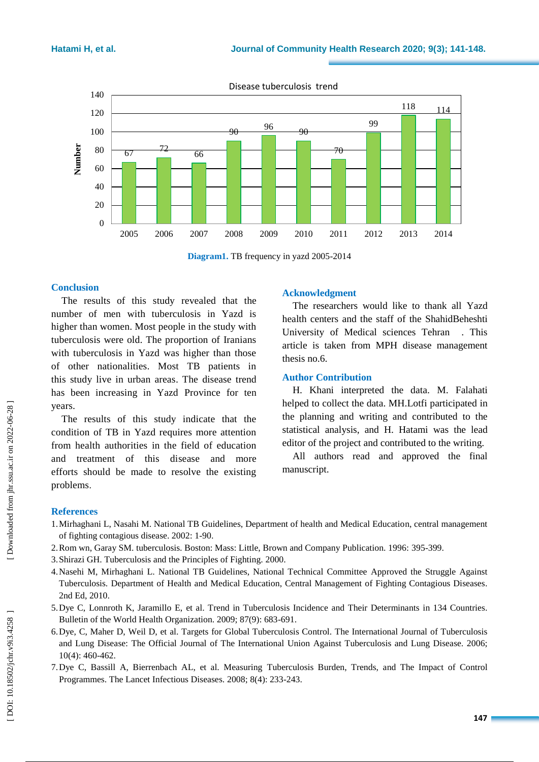Disease tuberculosis trend

| Year | 2005 | 2006 | 2007 | 2008 | 2009 | 2010 | 2011 | 2012 | 2013 | 2014 |
|---|---|---|---|---|---|---|---|---|---|---|
| Number | 67 | 72 | 66 | 90 | 96 | 90 | 70 | 99 | 118 | 114 |

**Diagram1.** TB frequency in yazd 2005-2014

## Conclusion

The results of this study revealed that the number of men with tuberculosis in Yazd is higher than women. Most people in the study with tuberculosis were old. The proportion of Iranians with tuberculosis in Yazd was higher than those of other nationalities. Most TB patients in this study live in urban areas. The disease trend has been increasing in Yazd Province for ten years.

The results of this study indicate that the condition of TB in Yazd requires more attention from health authorities in the field of education and treatment of this disease and more efforts should be made to resolve the existing problems.

## Acknowledgment

The researchers would like to thank all Yazd health centers and the staff of the ShahidBeheshti University of Medical sciences Tehran . This article is taken from MPH disease management thesis no.6.

## Author Contribution

H. Khani interpreted the data. M. Falahati helped to collect the data. MH.Lotfi participated in the planning and writing and contributed to the statistical analysis, and H. Hatami was the lead editor of the project and contributed to the writing.

All authors read and approved the final manuscript.

## References

1. Mirhaghani L, Nasahi M. National TB Guidelines, Department of health and Medical Education, central management of fighting contagious disease. 2002: 1-90.
2. Rom wn, Garay SM. tuberculosis. Boston: Mass: Little, Brown and Company Publication. 1996: 395-399.
3. Shirazi GH. Tuberculosis and the Principles of Fighting. 2000.
4. Nasehi M, Mirhaghani L. National TB Guidelines, National Technical Committee Approved the Struggle Against Tuberculosis. Department of Health and Medical Education, Central Management of Fighting Contagious Diseases. 2nd Ed, 2010.
5. Dye C, Lonnroth K, Jaramillo E, et al. Trend in Tuberculosis Incidence and Their Determinants in 134 Countries. Bulletin of the World Health Organization. 2009; 87(9): 683-691.
6. Dye, C, Maher D, Weil D, et al. Targets for Global Tuberculosis Control. The International Journal of Tuberculosis and Lung Disease: The Official Journal of The International Union Against Tuberculosis and Lung Disease. 2006; 10(4): 460-462.
7. Dye C, Bassill A, Bierrenbach AL, et al. Measuring Tuberculosis Burden, Trends, and The Impact of Control Programmes. The Lancet Infectious Diseases. 2008; 8(4): 233-243.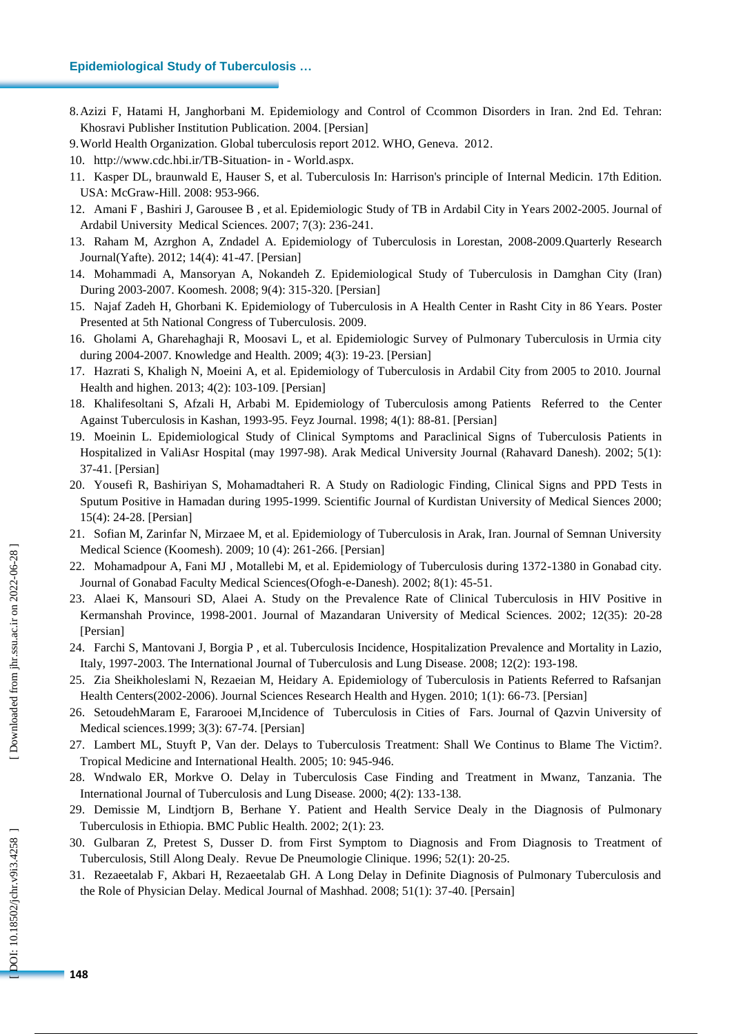8. Azizi F, Hatami H, Janghorbani M. Epidemiology and Control of Ccommon Disorders in Iran. 2nd Ed. Tehran: Khosravi Publisher Institution Publication. 2004. [Persian]
9. World Health Organization. Global tuberculosis report 2012. WHO, Geneva. 2012.
10. http://www.cdc.hbi.ir/TB-Situation- in - World.aspx.
11. Kasper DL, braunwald E, Hauser S, et al. Tuberculosis In: Harrison's principle of Internal Medicin. 17th Edition. USA: McGraw-Hill. 2008: 953-966.
12. Amani F , Bashiri J, Garousee B , et al. Epidemiologic Study of TB in Ardabil City in Years 2002-2005. Journal of Ardabil University Medical Sciences. 2007; 7(3): 236-241.
13. Raham M, Azrghon A, Zndadel A. Epidemiology of Tuberculosis in Lorestan, 2008-2009.Quarterly Research Journal(Yafte). 2012; 14(4): 41-47. [Persian]
14. Mohammadi A, Mansoryan A, Nokandeh Z. Epidemiological Study of Tuberculosis in Damghan City (Iran) During 2003-2007. Koomesh. 2008; 9(4): 315-320. [Persian]
15. Najaf Zadeh H, Ghorbani K. Epidemiology of Tuberculosis in A Health Center in Rasht City in 86 Years. Poster Presented at 5th National Congress of Tuberculosis. 2009.
16. Gholami A, Gharehaghaji R, Moosavi L, et al. Epidemiologic Survey of Pulmonary Tuberculosis in Urmia city during 2004-2007. Knowledge and Health. 2009; 4(3): 19-23. [Persian]
17. Hazrati S, Khaligh N, Moeini A, et al. Epidemiology of Tuberculosis in Ardabil City from 2005 to 2010. Journal Health and highen. 2013; 4(2): 103-109. [Persian]
18. Khalifesoltani S, Afzali H, Arbabi M. Epidemiology of Tuberculosis among Patients Referred to the Center Against Tuberculosis in Kashan, 1993-95. Feyz Journal. 1998; 4(1): 88-81. [Persian]
19. Moeinin L. Epidemiological Study of Clinical Symptoms and Paraclinical Signs of Tuberculosis Patients in Hospitalized in ValiAsr Hospital (may 1997-98). Arak Medical University Journal (Rahavard Danesh). 2002; 5(1): 37-41. [Persian]
20. Yousefi R, Bashiriyan S, Mohamadtaheri R. A Study on Radiologic Finding, Clinical Signs and PPD Tests in Sputum Positive in Hamadan during 1995-1999. Scientific Journal of Kurdistan University of Medical Siences 2000; 15(4): 24-28. [Persian]
21. Sofian M, Zarinfar N, Mirzaee M, et al. Epidemiology of Tuberculosis in Arak, Iran. Journal of Semnan University Medical Science (Koomesh). 2009; 10 (4): 261-266. [Persian]
22. Mohamadpour A, Fani MJ , Motallebi M, et al. Epidemiology of Tuberculosis during 1372-1380 in Gonabad city. Journal of Gonabad Faculty Medical Sciences(Ofogh-e-Danesh). 2002; 8(1): 45-51.
23. Alaei K, Mansouri SD, Alaei A. Study on the Prevalence Rate of Clinical Tuberculosis in HIV Positive in Kermanshah Province, 1998-2001. Journal of Mazandaran University of Medical Sciences. 2002; 12(35): 20-28 [Persian]
24. Farchi S, Mantovani J, Borgia P , et al. Tuberculosis Incidence, Hospitalization Prevalence and Mortality in Lazio, Italy, 1997-2003. The International Journal of Tuberculosis and Lung Disease. 2008; 12(2): 193-198.
25. Zia Sheikholeslami N, Rezaeian M, Heidary A. Epidemiology of Tuberculosis in Patients Referred to Rafsanjan Health Centers(2002-2006). Journal Sciences Research Health and Hygen. 2010; 1(1): 66-73. [Persian]
26. SetoudehMaram E, Fararooei M,Incidence of Tuberculosis in Cities of Fars. Journal of Qazvin University of Medical sciences.1999; 3(3): 67-74. [Persian]
27. Lambert ML, Stuyft P, Van der. Delays to Tuberculosis Treatment: Shall We Continus to Blame The Victim?. Tropical Medicine and International Health. 2005; 10: 945-946.
28. Wndwalo ER, Morkve O. Delay in Tuberculosis Case Finding and Treatment in Mwanz, Tanzania. The International Journal of Tuberculosis and Lung Disease. 2000; 4(2): 133-138.
29. Demissie M, Lindtjorn B, Berhane Y. Patient and Health Service Dealy in the Diagnosis of Pulmonary Tuberculosis in Ethiopia. BMC Public Health. 2002; 2(1): 23.
30. Gulbaran Z, Pretest S, Dusser D. from First Symptom to Diagnosis and From Diagnosis to Treatment of Tuberculosis, Still Along Dealy. Revue De Pneumologie Clinique. 1996; 52(1): 20-25.
31. Rezaeetalab F, Akbari H, Rezaeetalab GH. A Long Delay in Definite Diagnosis of Pulmonary Tuberculosis and the Role of Physician Delay. Medical Journal of Mashhad. 2008; 51(1): 37-40. [Persain]